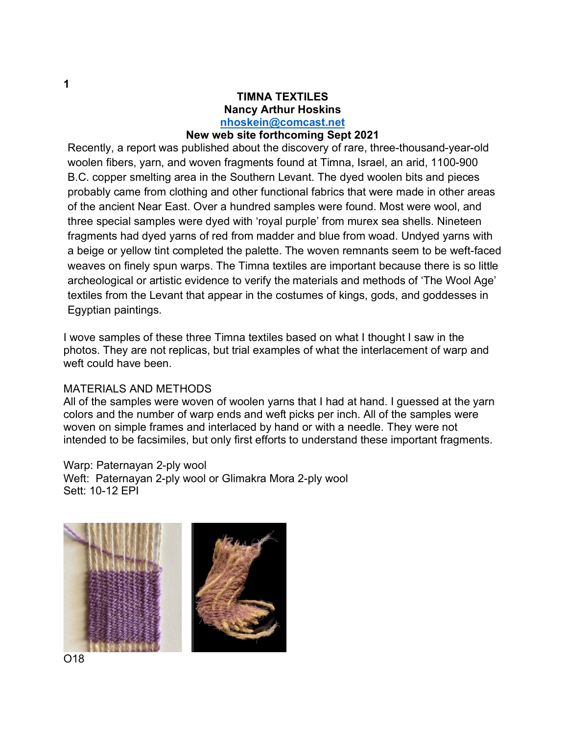# TIMNA TEXTILES

**Nancy Arthur Hoskins**

**nhoskein@comcast.net**

**New web site forthcoming Sept 2021**

Recently, a report was published about the discovery of rare, three-thousand-year-old woolen fibers, yarn, and woven fragments found at Timna, Israel, an arid, 1100-900 B.C. copper smelting area in the Southern Levant. The dyed woolen bits and pieces probably came from clothing and other functional fabrics that were made in other areas of the ancient Near East. Over a hundred samples were found. Most were wool, and three special samples were dyed with 'royal purple' from murex sea shells. Nineteen fragments had dyed yarns of red from madder and blue from woad. Undyed yarns with a beige or yellow tint completed the palette. The woven remnants seem to be weft-faced weaves on finely spun warps. The Timna textiles are important because there is so little archeological or artistic evidence to verify the materials and methods of 'The Wool Age' textiles from the Levant that appear in the costumes of kings, gods, and goddesses in Egyptian paintings.

I wove samples of these three Timna textiles based on what I thought I saw in the photos. They are not replicas, but trial examples of what the interlacement of warp and weft could have been.

## MATERIALS AND METHODS

All of the samples were woven of woolen yarns that I had at hand. I guessed at the yarn colors and the number of warp ends and weft picks per inch. All of the samples were woven on simple frames and interlaced by hand or with a needle. They were not intended to be facsimiles, but only first efforts to understand these important fragments.

Warp: Paternayan 2-ply wool
Weft: Paternayan 2-ply wool or Glimakra Mora 2-ply wool
Sett: 10-12 EPI

O18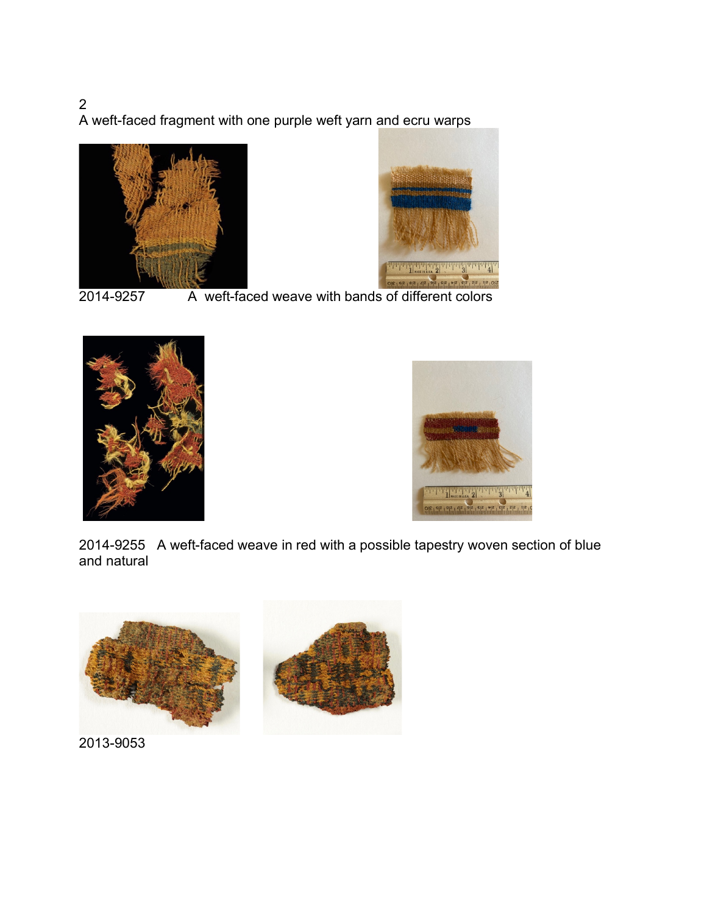2
A weft-faced fragment with one purple weft yarn and ecru warps

2014-9257 A weft-faced weave with bands of different colors

2014-9255 A weft-faced weave in red with a possible tapestry woven section of blue and natural

2013-9053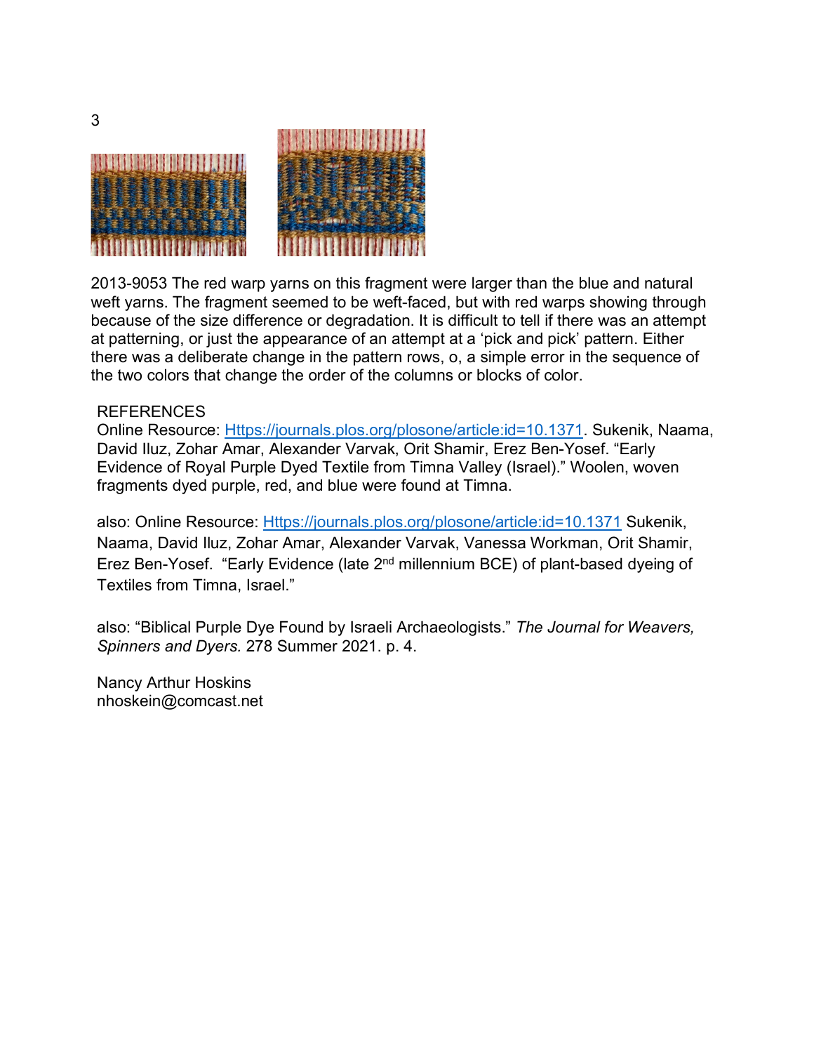2013-9053 The red warp yarns on this fragment were larger than the blue and natural weft yarns. The fragment seemed to be weft-faced, but with red warps showing through because of the size difference or degradation. It is difficult to tell if there was an attempt at patterning, or just the appearance of an attempt at a 'pick and pick' pattern. Either there was a deliberate change in the pattern rows, o, a simple error in the sequence of the two colors that change the order of the columns or blocks of color.

REFERENCES

Online Resource: [Https://journals.plos.org/plosone/article:id=10.1371](Https://journals.plos.org/plosone/article:id=10.1371). Sukenik, Naama, David Iluz, Zohar Amar, Alexander Varvak, Orit Shamir, Erez Ben-Yosef. "Early Evidence of Royal Purple Dyed Textile from Timna Valley (Israel)." Woolen, woven fragments dyed purple, red, and blue were found at Timna.

also: Online Resource: [Https://journals.plos.org/plosone/article:id=10.1371](Https://journals.plos.org/plosone/article:id=10.1371) Sukenik, Naama, David Iluz, Zohar Amar, Alexander Varvak, Vanessa Workman, Orit Shamir, Erez Ben-Yosef. "Early Evidence (late 2nd millennium BCE) of plant-based dyeing of Textiles from Timna, Israel."

also: "Biblical Purple Dye Found by Israeli Archaeologists." *The Journal for Weavers, Spinners and Dyers.* 278 Summer 2021. p. 4.

Nancy Arthur Hoskins
nhoskein@comcast.net